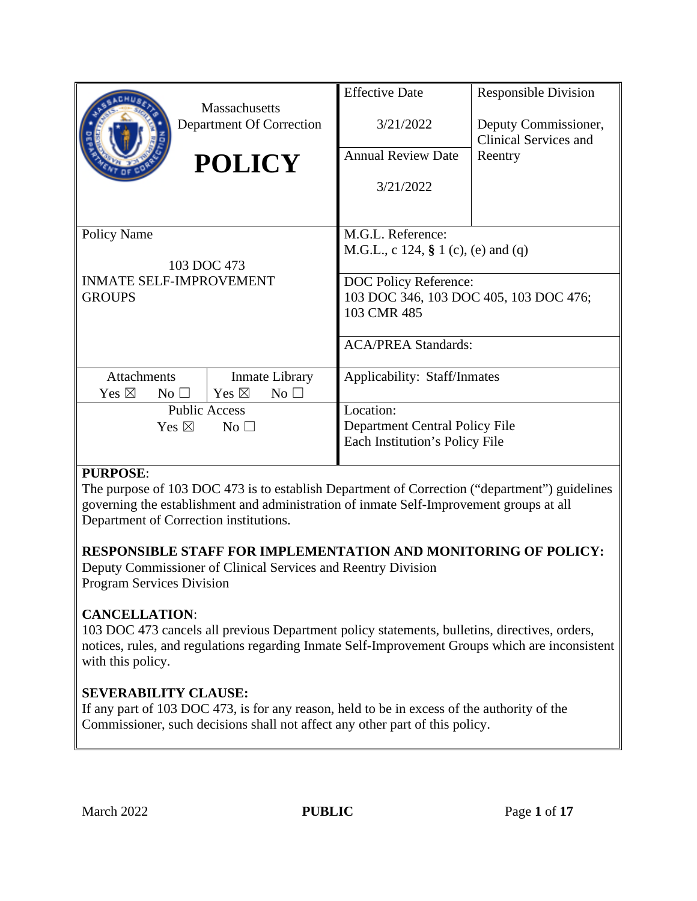| Massachusetts Department Of Correction **POLICY** | Effective Date 3/21/2022 | Responsible Division Deputy Commissioner, Clinical Services and Reentry |
|---|---|---|
| | Annual Review Date 3/21/2022 | |
| Policy Name 103 DOC 473 INMATE SELF-IMPROVEMENT GROUPS | M.G.L. Reference: M.G.L., c 124, **§** 1 (c), (e) and (q) | |
| | DOC Policy Reference: 103 DOC 346, 103 DOC 405, 103 DOC 476; 103 CMR 485 | |
| | ACA/PREA Standards: | |
| Attachments Yes ☒ No ☐ / Inmate Library Yes ☒ No ☐ | Applicability: Staff/Inmates | |
| Public Access Yes ☒ No ☐ | Location: Department Central Policy File Each Institution's Policy File | |

**PURPOSE**:
The purpose of 103 DOC 473 is to establish Department of Correction ("department") guidelines governing the establishment and administration of inmate Self-Improvement groups at all Department of Correction institutions.

**RESPONSIBLE STAFF FOR IMPLEMENTATION AND MONITORING OF POLICY:**
Deputy Commissioner of Clinical Services and Reentry Division
Program Services Division

**CANCELLATION**:
103 DOC 473 cancels all previous Department policy statements, bulletins, directives, orders, notices, rules, and regulations regarding Inmate Self-Improvement Groups which are inconsistent with this policy.

**SEVERABILITY CLAUSE:**
If any part of 103 DOC 473, is for any reason, held to be in excess of the authority of the Commissioner, such decisions shall not affect any other part of this policy.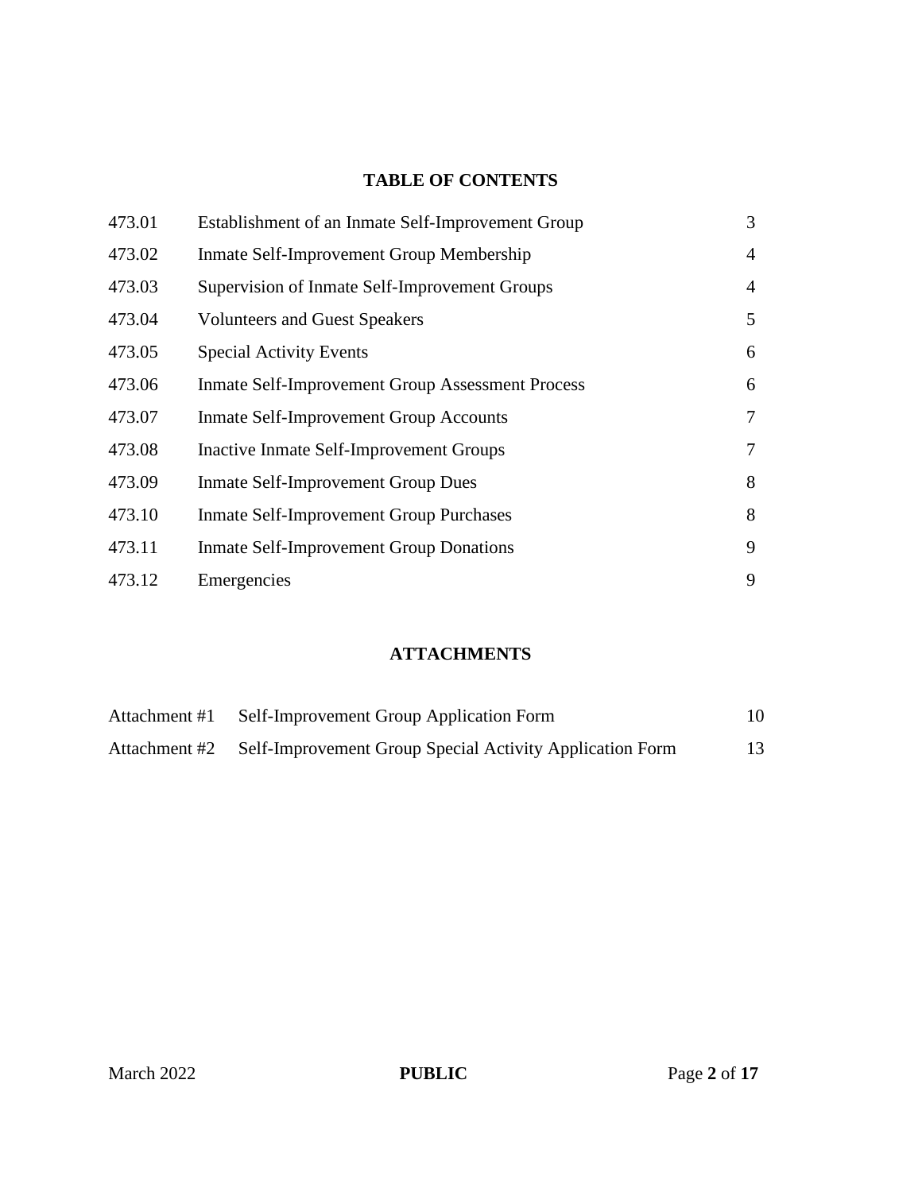## TABLE OF CONTENTS

| | | |
|---|---|---|
| 473.01 | Establishment of an Inmate Self-Improvement Group | 3 |
| 473.02 | Inmate Self-Improvement Group Membership | 4 |
| 473.03 | Supervision of Inmate Self-Improvement Groups | 4 |
| 473.04 | Volunteers and Guest Speakers | 5 |
| 473.05 | Special Activity Events | 6 |
| 473.06 | Inmate Self-Improvement Group Assessment Process | 6 |
| 473.07 | Inmate Self-Improvement Group Accounts | 7 |
| 473.08 | Inactive Inmate Self-Improvement Groups | 7 |
| 473.09 | Inmate Self-Improvement Group Dues | 8 |
| 473.10 | Inmate Self-Improvement Group Purchases | 8 |
| 473.11 | Inmate Self-Improvement Group Donations | 9 |
| 473.12 | Emergencies | 9 |

## ATTACHMENTS

| | | |
|---|---|---|
| Attachment #1 | Self-Improvement Group Application Form | 10 |
| Attachment #2 | Self-Improvement Group Special Activity Application Form | 13 |

March 2022 **PUBLIC**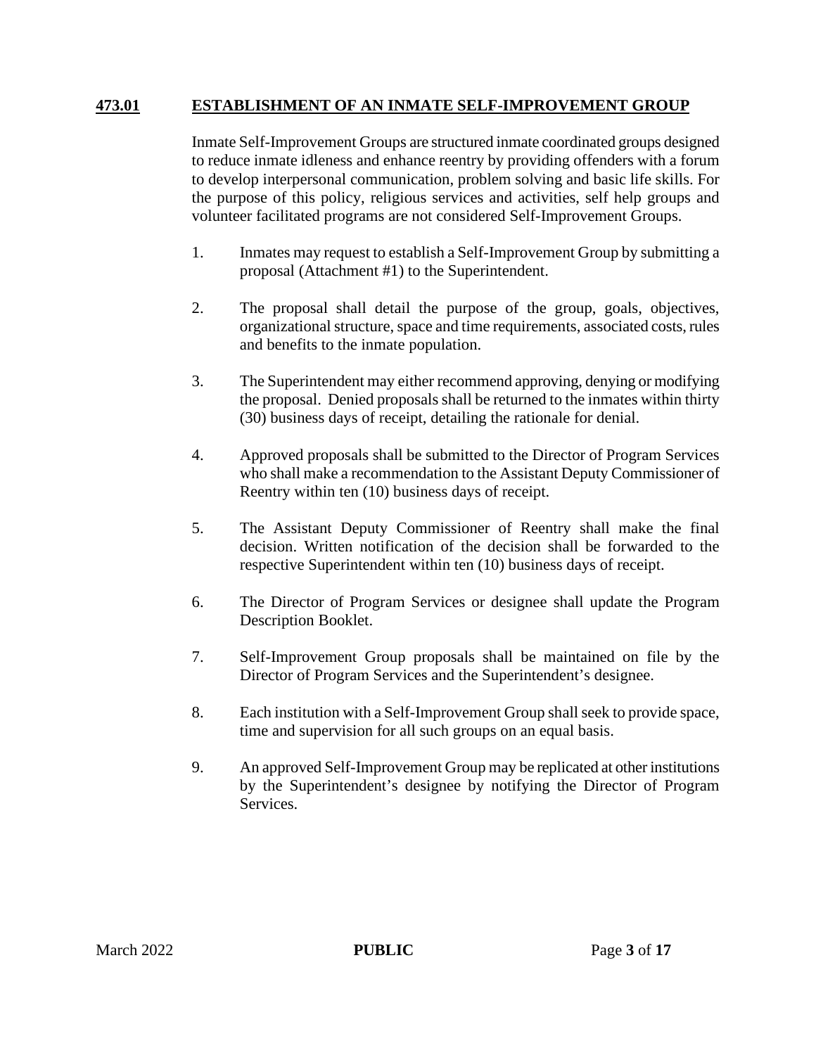## 473.01 ESTABLISHMENT OF AN INMATE SELF-IMPROVEMENT GROUP

Inmate Self-Improvement Groups are structured inmate coordinated groups designed to reduce inmate idleness and enhance reentry by providing offenders with a forum to develop interpersonal communication, problem solving and basic life skills. For the purpose of this policy, religious services and activities, self help groups and volunteer facilitated programs are not considered Self-Improvement Groups.

1. Inmates may request to establish a Self-Improvement Group by submitting a proposal (Attachment #1) to the Superintendent.

2. The proposal shall detail the purpose of the group, goals, objectives, organizational structure, space and time requirements, associated costs, rules and benefits to the inmate population.

3. The Superintendent may either recommend approving, denying or modifying the proposal. Denied proposals shall be returned to the inmates within thirty (30) business days of receipt, detailing the rationale for denial.

4. Approved proposals shall be submitted to the Director of Program Services who shall make a recommendation to the Assistant Deputy Commissioner of Reentry within ten (10) business days of receipt.

5. The Assistant Deputy Commissioner of Reentry shall make the final decision. Written notification of the decision shall be forwarded to the respective Superintendent within ten (10) business days of receipt.

6. The Director of Program Services or designee shall update the Program Description Booklet.

7. Self-Improvement Group proposals shall be maintained on file by the Director of Program Services and the Superintendent's designee.

8. Each institution with a Self-Improvement Group shall seek to provide space, time and supervision for all such groups on an equal basis.

9. An approved Self-Improvement Group may be replicated at other institutions by the Superintendent's designee by notifying the Director of Program Services.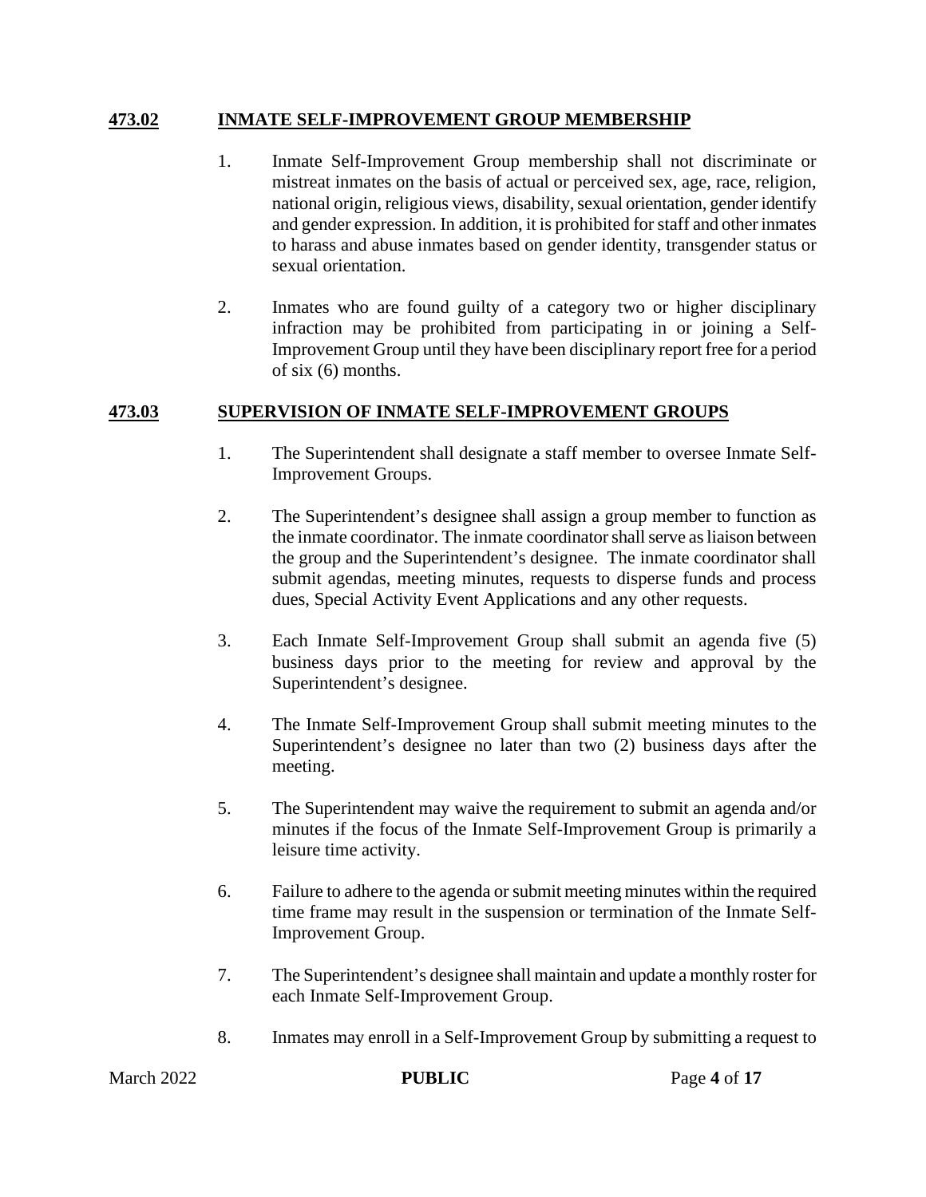## 473.02 INMATE SELF-IMPROVEMENT GROUP MEMBERSHIP

1. Inmate Self-Improvement Group membership shall not discriminate or mistreat inmates on the basis of actual or perceived sex, age, race, religion, national origin, religious views, disability, sexual orientation, gender identify and gender expression. In addition, it is prohibited for staff and other inmates to harass and abuse inmates based on gender identity, transgender status or sexual orientation.

2. Inmates who are found guilty of a category two or higher disciplinary infraction may be prohibited from participating in or joining a Self-Improvement Group until they have been disciplinary report free for a period of six (6) months.

## 473.03 SUPERVISION OF INMATE SELF-IMPROVEMENT GROUPS

1. The Superintendent shall designate a staff member to oversee Inmate Self-Improvement Groups.

2. The Superintendent's designee shall assign a group member to function as the inmate coordinator. The inmate coordinator shall serve as liaison between the group and the Superintendent's designee. The inmate coordinator shall submit agendas, meeting minutes, requests to disperse funds and process dues, Special Activity Event Applications and any other requests.

3. Each Inmate Self-Improvement Group shall submit an agenda five (5) business days prior to the meeting for review and approval by the Superintendent's designee.

4. The Inmate Self-Improvement Group shall submit meeting minutes to the Superintendent's designee no later than two (2) business days after the meeting.

5. The Superintendent may waive the requirement to submit an agenda and/or minutes if the focus of the Inmate Self-Improvement Group is primarily a leisure time activity.

6. Failure to adhere to the agenda or submit meeting minutes within the required time frame may result in the suspension or termination of the Inmate Self-Improvement Group.

7. The Superintendent's designee shall maintain and update a monthly roster for each Inmate Self-Improvement Group.

8. Inmates may enroll in a Self-Improvement Group by submitting a request to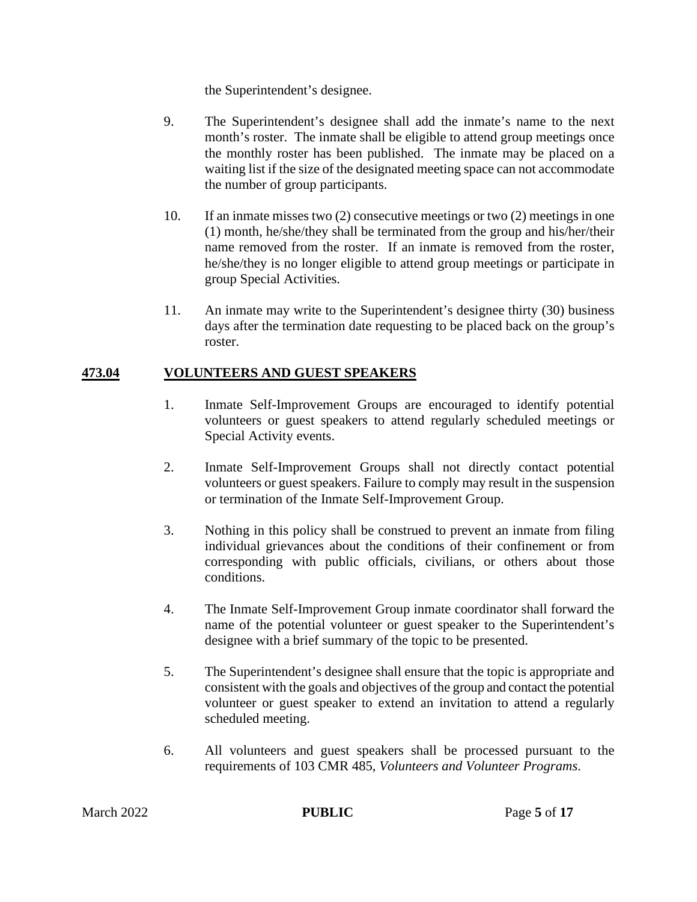the Superintendent's designee.

9. The Superintendent's designee shall add the inmate's name to the next month's roster. The inmate shall be eligible to attend group meetings once the monthly roster has been published. The inmate may be placed on a waiting list if the size of the designated meeting space can not accommodate the number of group participants.

10. If an inmate misses two (2) consecutive meetings or two (2) meetings in one (1) month, he/she/they shall be terminated from the group and his/her/their name removed from the roster. If an inmate is removed from the roster, he/she/they is no longer eligible to attend group meetings or participate in group Special Activities.

11. An inmate may write to the Superintendent's designee thirty (30) business days after the termination date requesting to be placed back on the group's roster.

## <u>473.04</u> <u>VOLUNTEERS AND GUEST SPEAKERS</u>

1. Inmate Self-Improvement Groups are encouraged to identify potential volunteers or guest speakers to attend regularly scheduled meetings or Special Activity events.

2. Inmate Self-Improvement Groups shall not directly contact potential volunteers or guest speakers. Failure to comply may result in the suspension or termination of the Inmate Self-Improvement Group.

3. Nothing in this policy shall be construed to prevent an inmate from filing individual grievances about the conditions of their confinement or from corresponding with public officials, civilians, or others about those conditions.

4. The Inmate Self-Improvement Group inmate coordinator shall forward the name of the potential volunteer or guest speaker to the Superintendent's designee with a brief summary of the topic to be presented.

5. The Superintendent's designee shall ensure that the topic is appropriate and consistent with the goals and objectives of the group and contact the potential volunteer or guest speaker to extend an invitation to attend a regularly scheduled meeting.

6. All volunteers and guest speakers shall be processed pursuant to the requirements of 103 CMR 485, *Volunteers and Volunteer Programs*.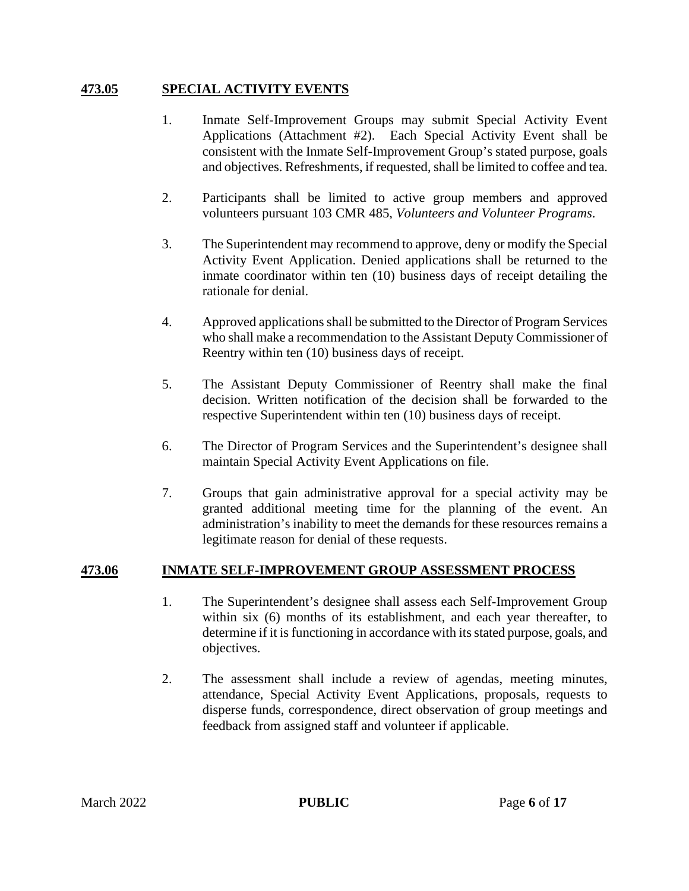## 473.05 SPECIAL ACTIVITY EVENTS

1. Inmate Self-Improvement Groups may submit Special Activity Event Applications (Attachment #2). Each Special Activity Event shall be consistent with the Inmate Self-Improvement Group's stated purpose, goals and objectives. Refreshments, if requested, shall be limited to coffee and tea.

2. Participants shall be limited to active group members and approved volunteers pursuant 103 CMR 485, *Volunteers and Volunteer Programs*.

3. The Superintendent may recommend to approve, deny or modify the Special Activity Event Application. Denied applications shall be returned to the inmate coordinator within ten (10) business days of receipt detailing the rationale for denial.

4. Approved applications shall be submitted to the Director of Program Services who shall make a recommendation to the Assistant Deputy Commissioner of Reentry within ten (10) business days of receipt.

5. The Assistant Deputy Commissioner of Reentry shall make the final decision. Written notification of the decision shall be forwarded to the respective Superintendent within ten (10) business days of receipt.

6. The Director of Program Services and the Superintendent's designee shall maintain Special Activity Event Applications on file.

7. Groups that gain administrative approval for a special activity may be granted additional meeting time for the planning of the event. An administration's inability to meet the demands for these resources remains a legitimate reason for denial of these requests.

## 473.06 INMATE SELF-IMPROVEMENT GROUP ASSESSMENT PROCESS

1. The Superintendent's designee shall assess each Self-Improvement Group within six (6) months of its establishment, and each year thereafter, to determine if it is functioning in accordance with its stated purpose, goals, and objectives.

2. The assessment shall include a review of agendas, meeting minutes, attendance, Special Activity Event Applications, proposals, requests to disperse funds, correspondence, direct observation of group meetings and feedback from assigned staff and volunteer if applicable.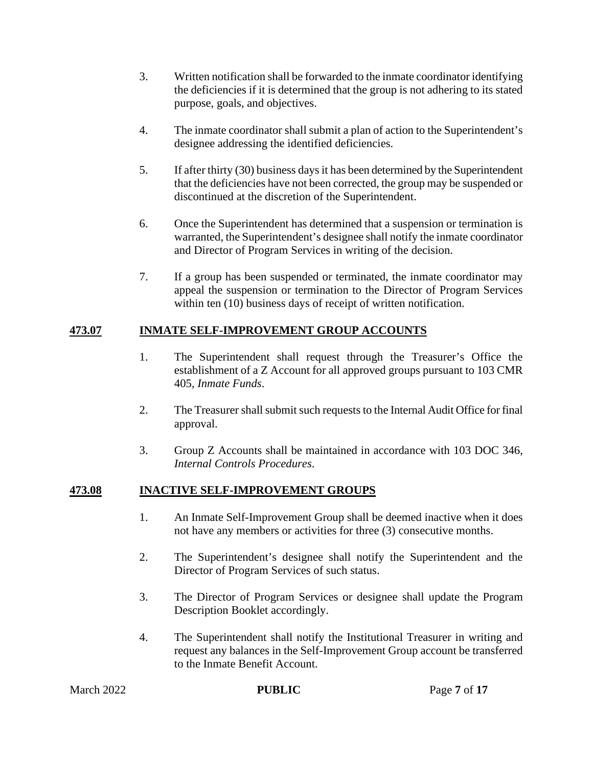3. Written notification shall be forwarded to the inmate coordinator identifying the deficiencies if it is determined that the group is not adhering to its stated purpose, goals, and objectives.

4. The inmate coordinator shall submit a plan of action to the Superintendent's designee addressing the identified deficiencies.

5. If after thirty (30) business days it has been determined by the Superintendent that the deficiencies have not been corrected, the group may be suspended or discontinued at the discretion of the Superintendent.

6. Once the Superintendent has determined that a suspension or termination is warranted, the Superintendent's designee shall notify the inmate coordinator and Director of Program Services in writing of the decision.

7. If a group has been suspended or terminated, the inmate coordinator may appeal the suspension or termination to the Director of Program Services within ten (10) business days of receipt of written notification.

## **473.07 INMATE SELF-IMPROVEMENT GROUP ACCOUNTS**

1. The Superintendent shall request through the Treasurer's Office the establishment of a Z Account for all approved groups pursuant to 103 CMR 405, *Inmate Funds*.

2. The Treasurer shall submit such requests to the Internal Audit Office for final approval.

3. Group Z Accounts shall be maintained in accordance with 103 DOC 346, *Internal Controls Procedures*.

## **473.08 INACTIVE SELF-IMPROVEMENT GROUPS**

1. An Inmate Self-Improvement Group shall be deemed inactive when it does not have any members or activities for three (3) consecutive months.

2. The Superintendent's designee shall notify the Superintendent and the Director of Program Services of such status.

3. The Director of Program Services or designee shall update the Program Description Booklet accordingly.

4. The Superintendent shall notify the Institutional Treasurer in writing and request any balances in the Self-Improvement Group account be transferred to the Inmate Benefit Account.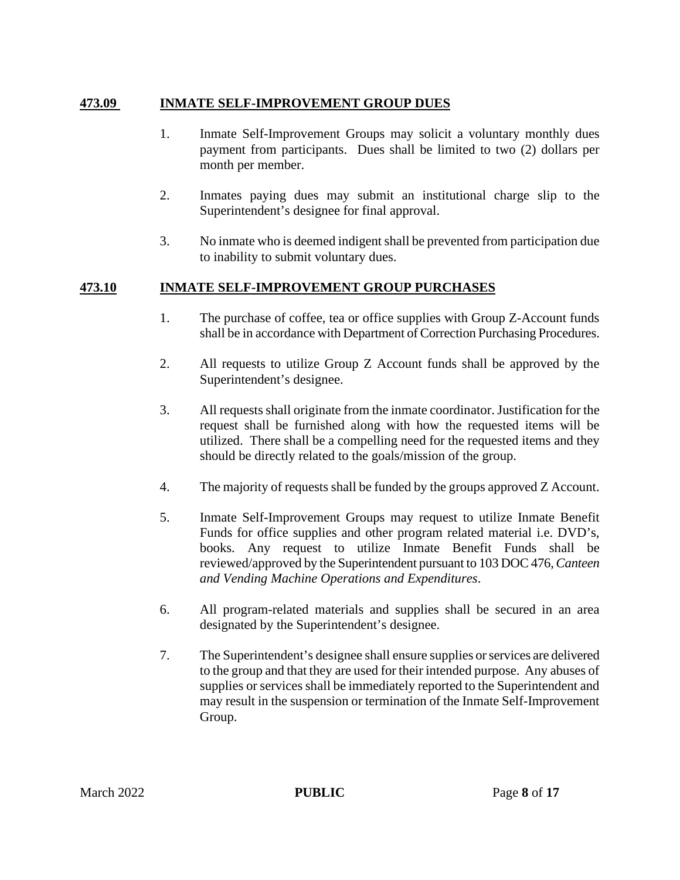## 473.09 INMATE SELF-IMPROVEMENT GROUP DUES

1. Inmate Self-Improvement Groups may solicit a voluntary monthly dues payment from participants. Dues shall be limited to two (2) dollars per month per member.

2. Inmates paying dues may submit an institutional charge slip to the Superintendent's designee for final approval.

3. No inmate who is deemed indigent shall be prevented from participation due to inability to submit voluntary dues.

## 473.10 INMATE SELF-IMPROVEMENT GROUP PURCHASES

1. The purchase of coffee, tea or office supplies with Group Z-Account funds shall be in accordance with Department of Correction Purchasing Procedures.

2. All requests to utilize Group Z Account funds shall be approved by the Superintendent's designee.

3. All requests shall originate from the inmate coordinator. Justification for the request shall be furnished along with how the requested items will be utilized. There shall be a compelling need for the requested items and they should be directly related to the goals/mission of the group.

4. The majority of requests shall be funded by the groups approved Z Account.

5. Inmate Self-Improvement Groups may request to utilize Inmate Benefit Funds for office supplies and other program related material i.e. DVD's, books. Any request to utilize Inmate Benefit Funds shall be reviewed/approved by the Superintendent pursuant to 103 DOC 476, *Canteen and Vending Machine Operations and Expenditures*.

6. All program-related materials and supplies shall be secured in an area designated by the Superintendent's designee.

7. The Superintendent's designee shall ensure supplies or services are delivered to the group and that they are used for their intended purpose. Any abuses of supplies or services shall be immediately reported to the Superintendent and may result in the suspension or termination of the Inmate Self-Improvement Group.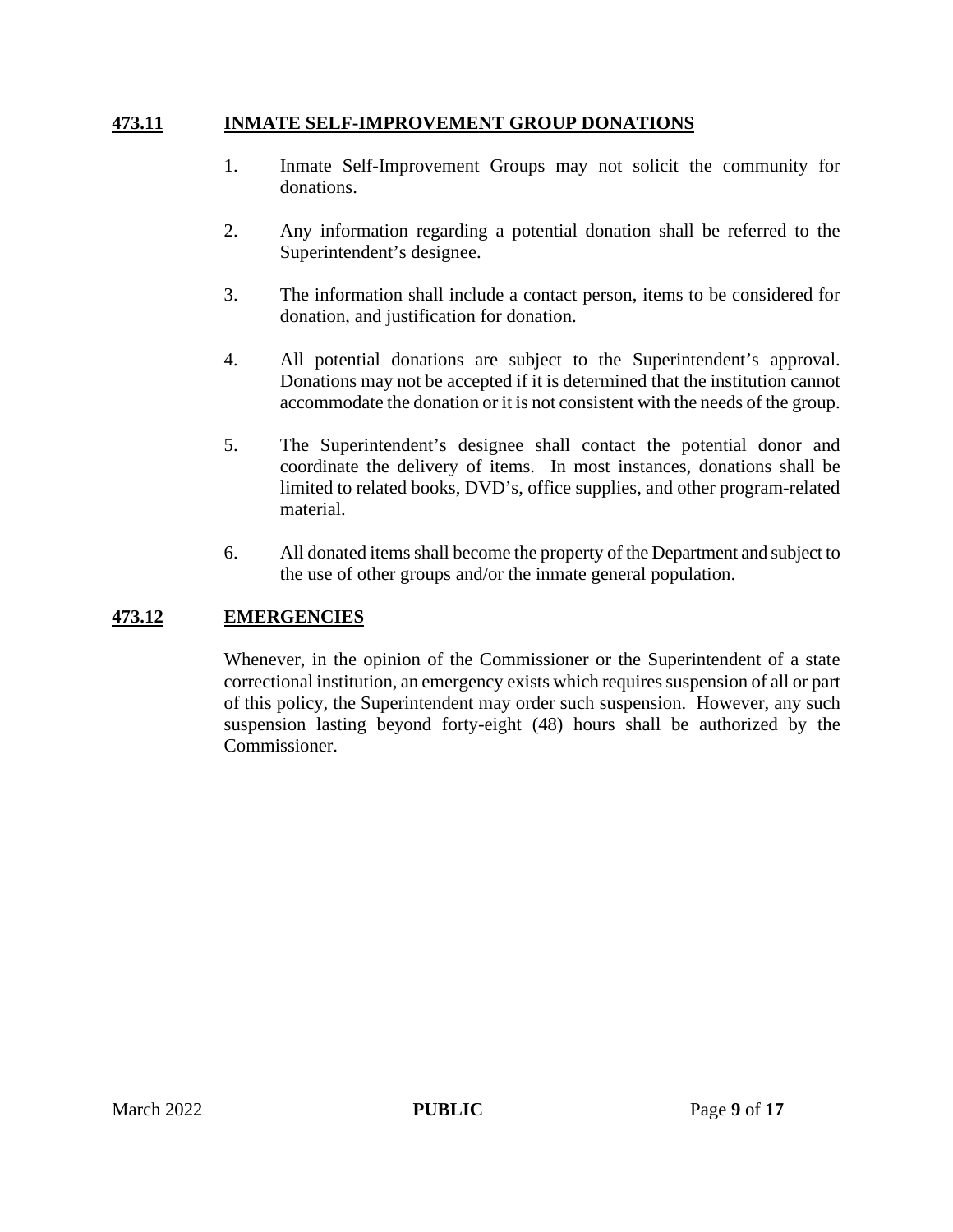## 473.11 INMATE SELF-IMPROVEMENT GROUP DONATIONS

1. Inmate Self-Improvement Groups may not solicit the community for donations.

2. Any information regarding a potential donation shall be referred to the Superintendent's designee.

3. The information shall include a contact person, items to be considered for donation, and justification for donation.

4. All potential donations are subject to the Superintendent's approval. Donations may not be accepted if it is determined that the institution cannot accommodate the donation or it is not consistent with the needs of the group.

5. The Superintendent's designee shall contact the potential donor and coordinate the delivery of items. In most instances, donations shall be limited to related books, DVD's, office supplies, and other program-related material.

6. All donated items shall become the property of the Department and subject to the use of other groups and/or the inmate general population.

## 473.12 EMERGENCIES

Whenever, in the opinion of the Commissioner or the Superintendent of a state correctional institution, an emergency exists which requires suspension of all or part of this policy, the Superintendent may order such suspension. However, any such suspension lasting beyond forty-eight (48) hours shall be authorized by the Commissioner.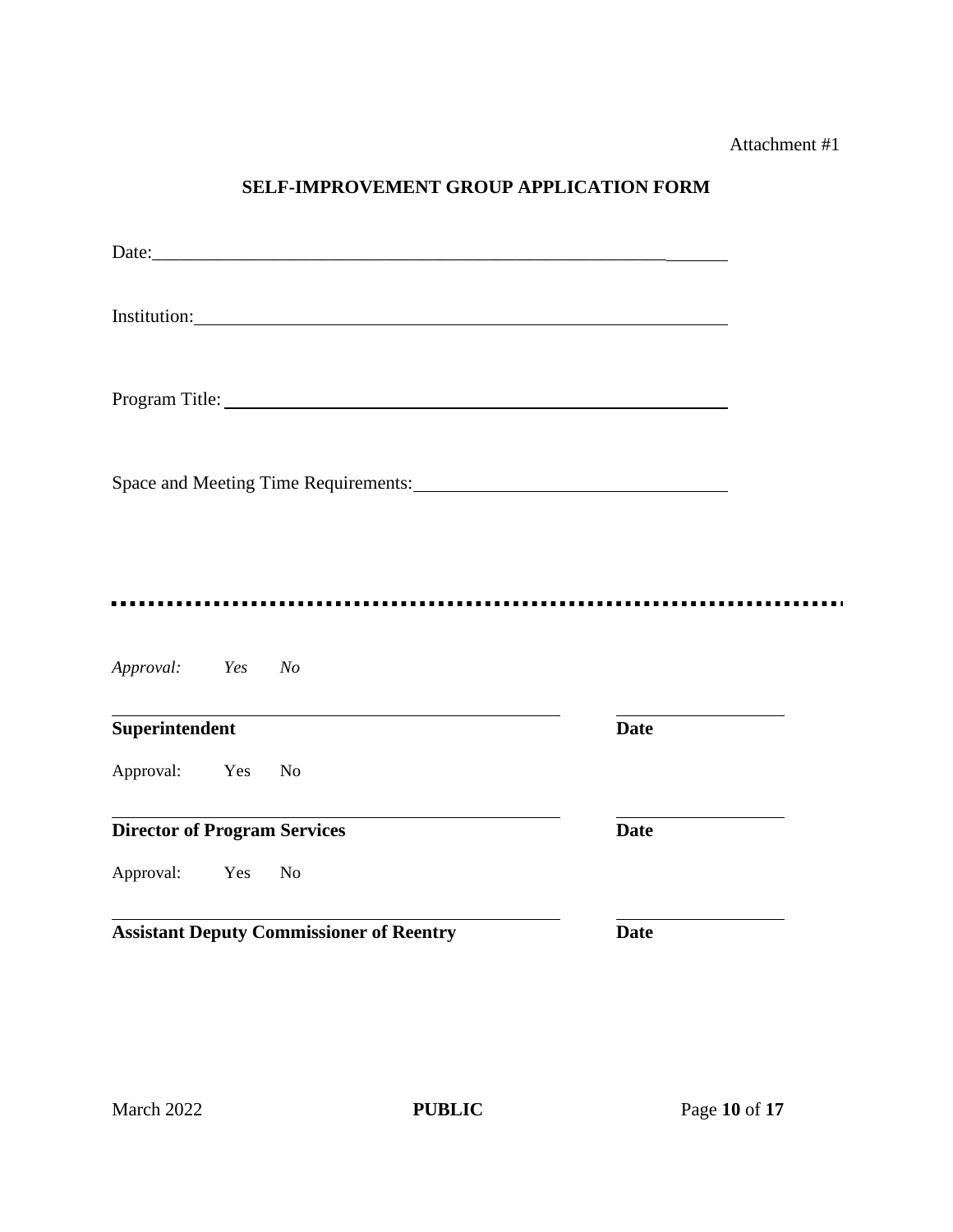Attachment #1

**SELF-IMPROVEMENT GROUP APPLICATION FORM**

Date:_______________________________________________________________

Institution:__________________________________________________________

Program Title: _______________________________________________________

Space and Meeting Time Requirements:___________________________________

---

*Approval:* *Yes* *No*

_____________________________________________ ________________

**Superintendent** **Date**

Approval: Yes No

_____________________________________________ ________________

**Director of Program Services** **Date**

Approval: Yes No

_____________________________________________ ________________

**Assistant Deputy Commissioner of Reentry** **Date**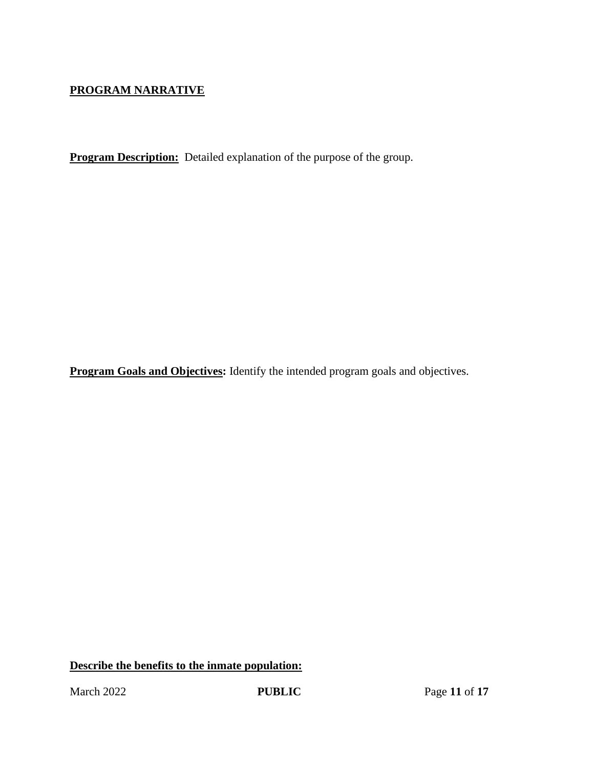**PROGRAM NARRATIVE**

**Program Description:** Detailed explanation of the purpose of the group.

**Program Goals and Objectives:** Identify the intended program goals and objectives.

**Describe the benefits to the inmate population:**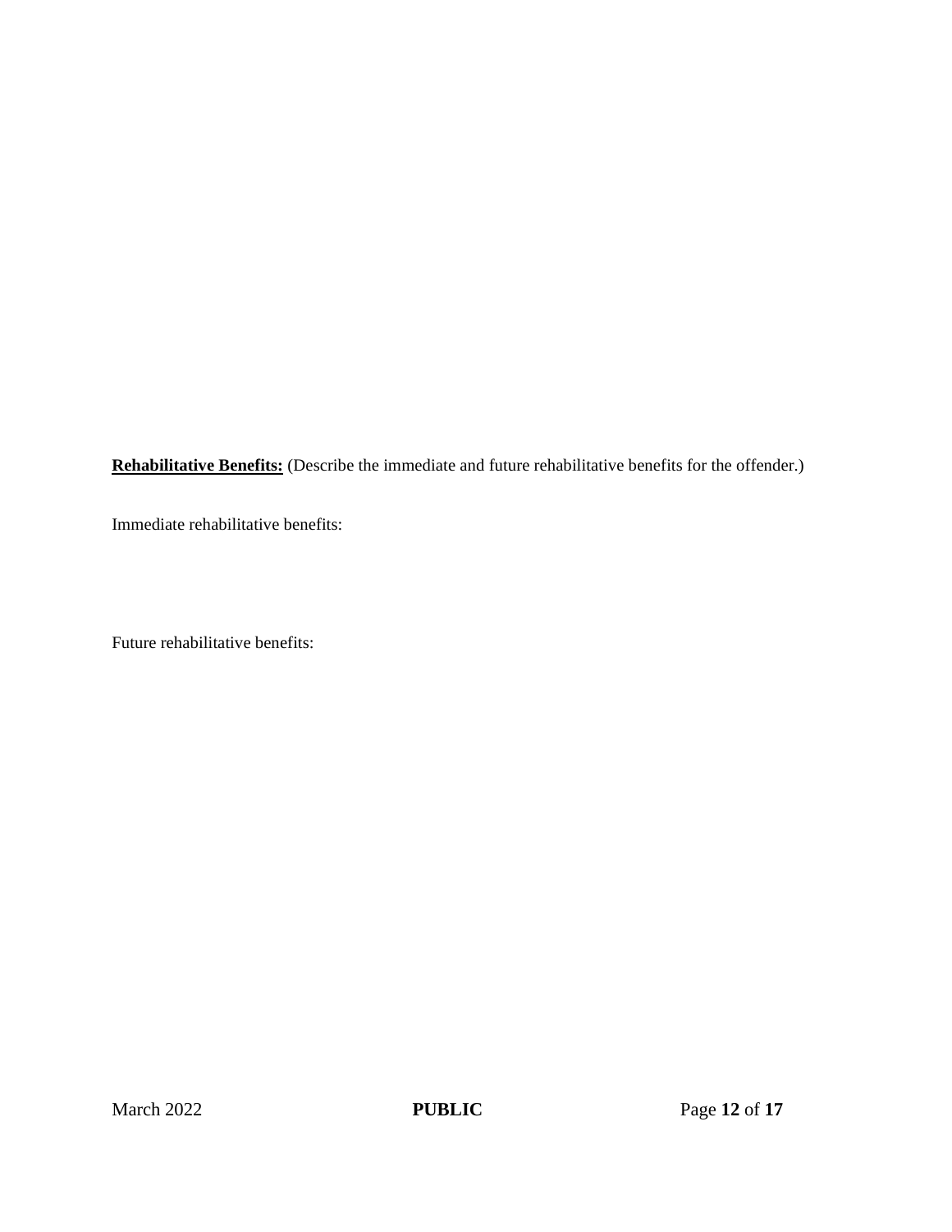**Rehabilitative Benefits:** (Describe the immediate and future rehabilitative benefits for the offender.)

Immediate rehabilitative benefits:

Future rehabilitative benefits: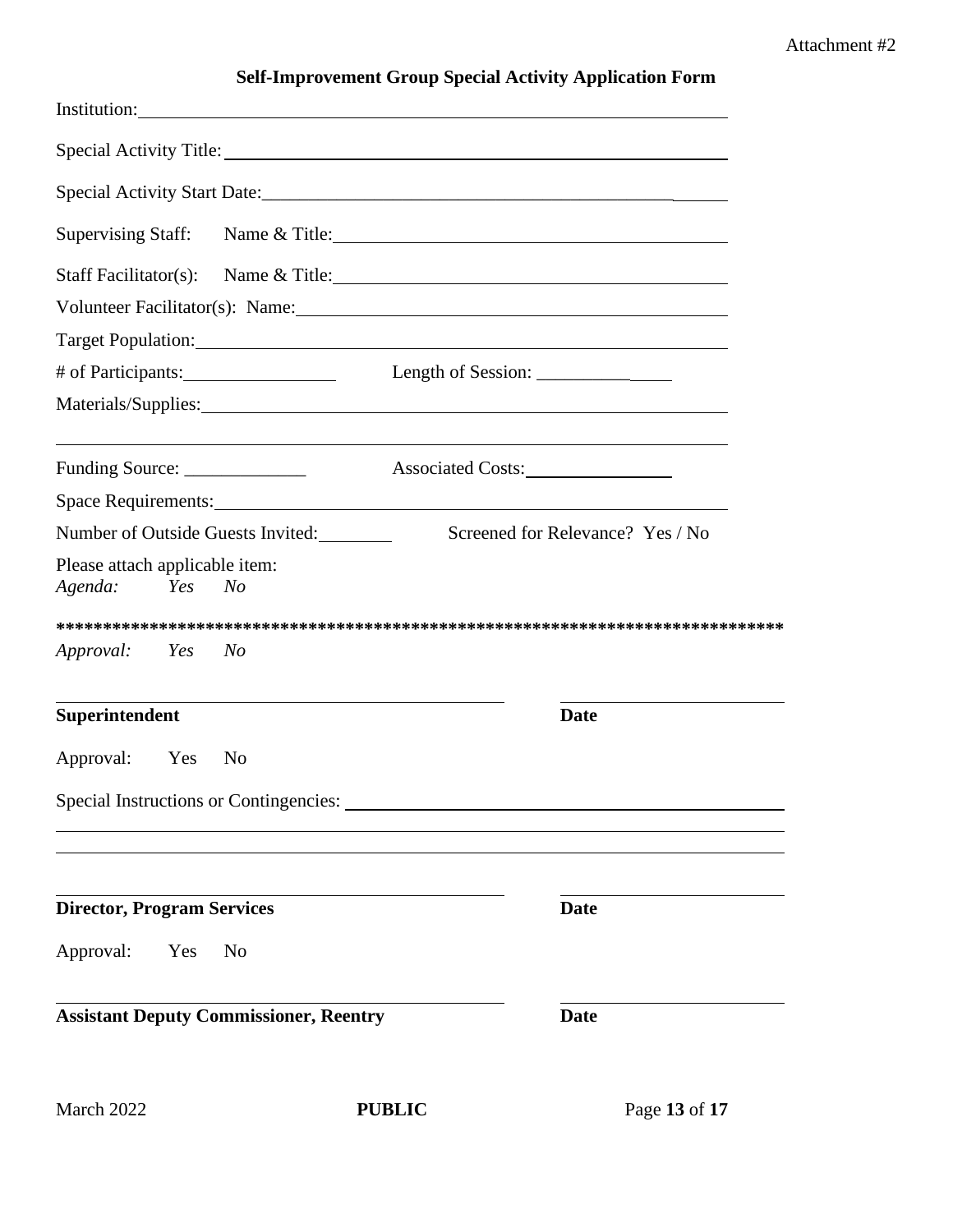Attachment #2

**Self-Improvement Group Special Activity Application Form**

Institution: ______________________________________________________________

Special Activity Title: ______________________________________________________

Special Activity Start Date: __________________________________________________

Supervising Staff: Name & Title: ______________________________________________

Staff Facilitator(s): Name & Title: _____________________________________________

Volunteer Facilitator(s): Name: _______________________________________________

Target Population: _________________________________________________________

# of Participants: _________________ Length of Session: _______________

Materials/Supplies: _________________________________________________________

_______________________________________________________________________

Funding Source: _____________ Associated Costs: ________________

Space Requirements: ________________________________________________________

Number of Outside Guests Invited: ________ Screened for Relevance? Yes / No

Please attach applicable item:
*Agenda: Yes No*

********************************************************************************

*Approval: Yes No*

_______________________________________ ____________________

**Superintendent** **Date**

Approval: Yes No

Special Instructions or Contingencies: ____________________________________________

_______________________________________________________________________

_______________________________________________________________________

_______________________________________ ____________________

**Director, Program Services** **Date**

Approval: Yes No

_______________________________________ ____________________

**Assistant Deputy Commissioner, Reentry** **Date**

March 2022 **PUBLIC**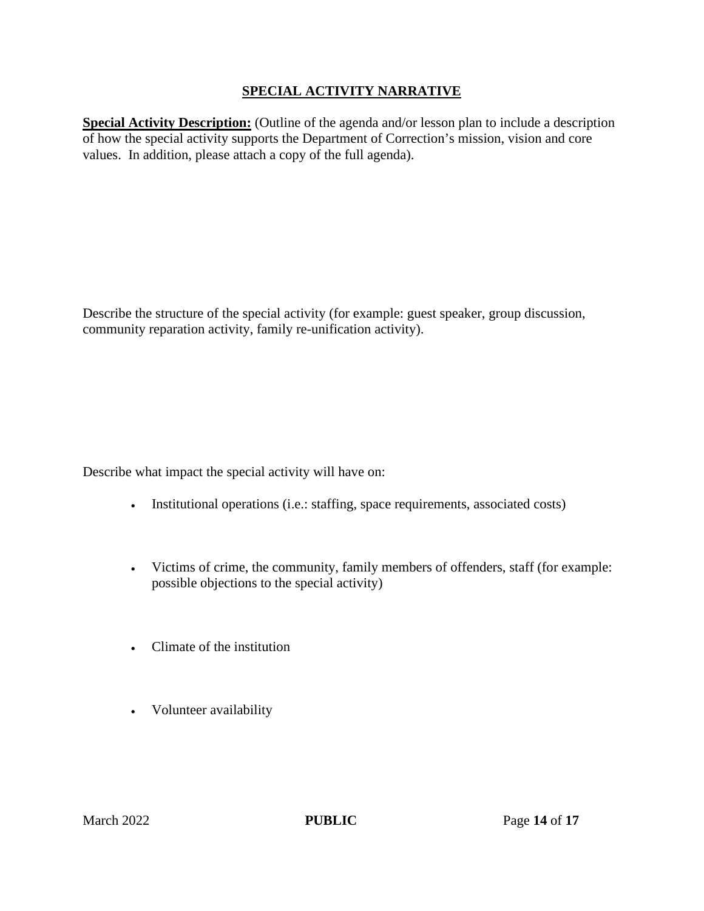## SPECIAL ACTIVITY NARRATIVE

**Special Activity Description:** (Outline of the agenda and/or lesson plan to include a description of how the special activity supports the Department of Correction's mission, vision and core values. In addition, please attach a copy of the full agenda).

Describe the structure of the special activity (for example: guest speaker, group discussion, community reparation activity, family re-unification activity).

Describe what impact the special activity will have on:

- Institutional operations (i.e.: staffing, space requirements, associated costs)
- Victims of crime, the community, family members of offenders, staff (for example: possible objections to the special activity)
- Climate of the institution
- Volunteer availability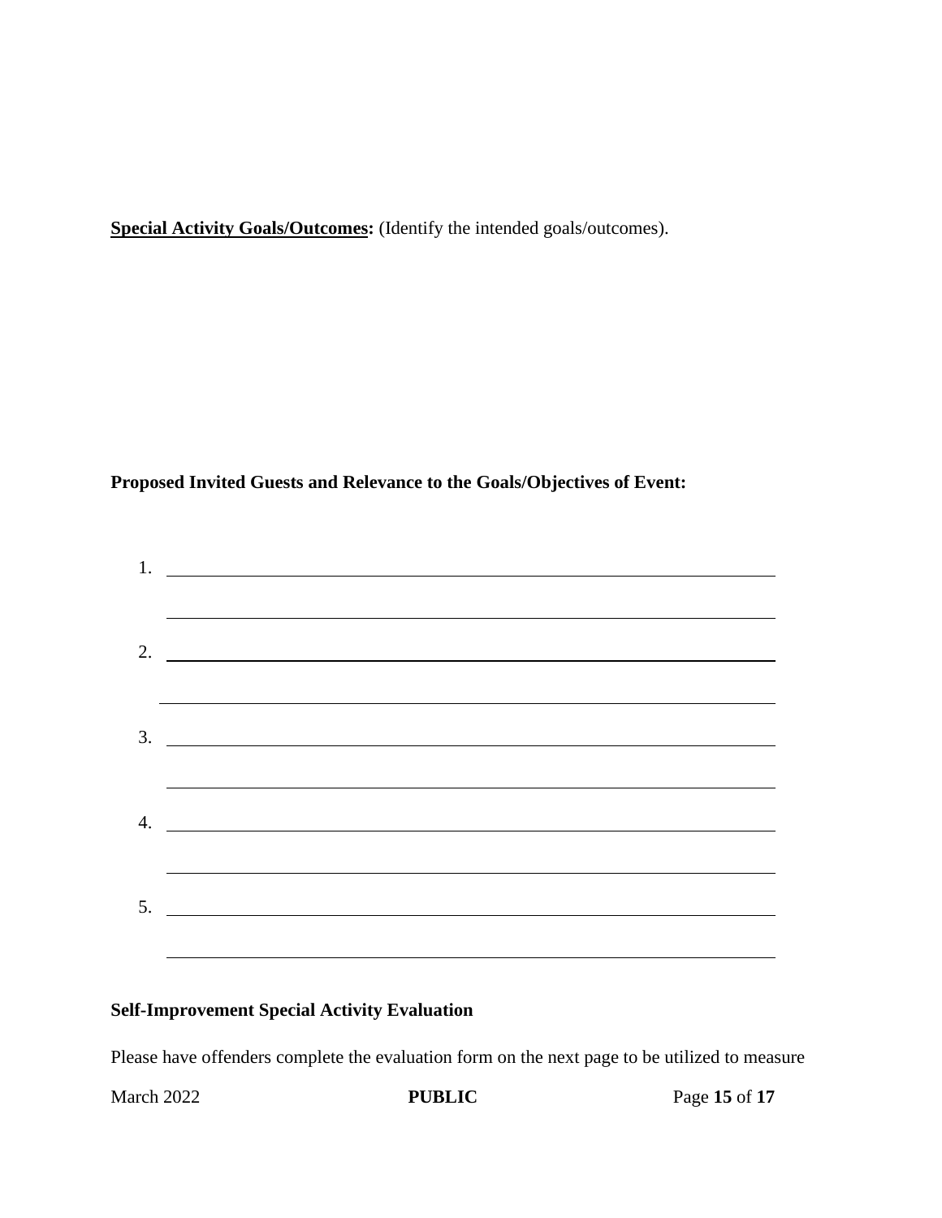**<u>Special Activity Goals/Outcomes</u>:** (Identify the intended goals/outcomes).

**Proposed Invited Guests and Relevance to the Goals/Objectives of Event:**

1. \_\_\_\_\_\_\_\_\_\_\_\_\_\_\_\_\_\_\_\_\_\_\_\_\_\_\_\_\_\_\_\_\_\_\_\_\_\_\_\_\_\_\_\_\_\_\_\_\_\_\_\_\_\_\_\_\_\_\_\_
   \_\_\_\_\_\_\_\_\_\_\_\_\_\_\_\_\_\_\_\_\_\_\_\_\_\_\_\_\_\_\_\_\_\_\_\_\_\_\_\_\_\_\_\_\_\_\_\_\_\_\_\_\_\_\_\_\_\_\_\_
2. \_\_\_\_\_\_\_\_\_\_\_\_\_\_\_\_\_\_\_\_\_\_\_\_\_\_\_\_\_\_\_\_\_\_\_\_\_\_\_\_\_\_\_\_\_\_\_\_\_\_\_\_\_\_\_\_\_\_\_\_
   \_\_\_\_\_\_\_\_\_\_\_\_\_\_\_\_\_\_\_\_\_\_\_\_\_\_\_\_\_\_\_\_\_\_\_\_\_\_\_\_\_\_\_\_\_\_\_\_\_\_\_\_\_\_\_\_\_\_\_\_
3. \_\_\_\_\_\_\_\_\_\_\_\_\_\_\_\_\_\_\_\_\_\_\_\_\_\_\_\_\_\_\_\_\_\_\_\_\_\_\_\_\_\_\_\_\_\_\_\_\_\_\_\_\_\_\_\_\_\_\_\_
   \_\_\_\_\_\_\_\_\_\_\_\_\_\_\_\_\_\_\_\_\_\_\_\_\_\_\_\_\_\_\_\_\_\_\_\_\_\_\_\_\_\_\_\_\_\_\_\_\_\_\_\_\_\_\_\_\_\_\_\_
4. \_\_\_\_\_\_\_\_\_\_\_\_\_\_\_\_\_\_\_\_\_\_\_\_\_\_\_\_\_\_\_\_\_\_\_\_\_\_\_\_\_\_\_\_\_\_\_\_\_\_\_\_\_\_\_\_\_\_\_\_
   \_\_\_\_\_\_\_\_\_\_\_\_\_\_\_\_\_\_\_\_\_\_\_\_\_\_\_\_\_\_\_\_\_\_\_\_\_\_\_\_\_\_\_\_\_\_\_\_\_\_\_\_\_\_\_\_\_\_\_\_
5. \_\_\_\_\_\_\_\_\_\_\_\_\_\_\_\_\_\_\_\_\_\_\_\_\_\_\_\_\_\_\_\_\_\_\_\_\_\_\_\_\_\_\_\_\_\_\_\_\_\_\_\_\_\_\_\_\_\_\_\_
   \_\_\_\_\_\_\_\_\_\_\_\_\_\_\_\_\_\_\_\_\_\_\_\_\_\_\_\_\_\_\_\_\_\_\_\_\_\_\_\_\_\_\_\_\_\_\_\_\_\_\_\_\_\_\_\_\_\_\_\_

**Self-Improvement Special Activity Evaluation**

Please have offenders complete the evaluation form on the next page to be utilized to measure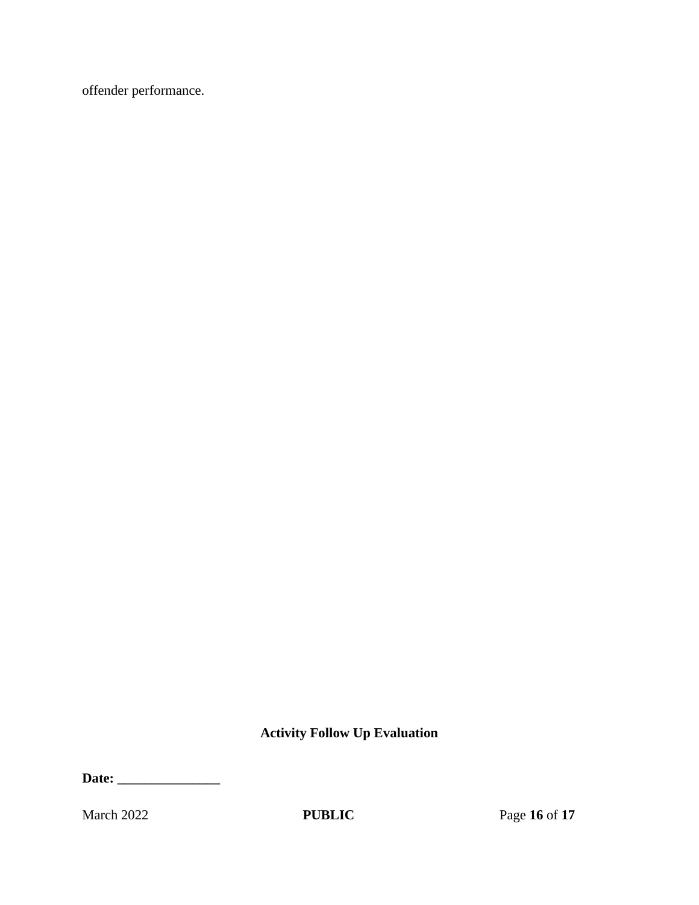offender performance.

**Activity Follow Up Evaluation**

**Date: _______________**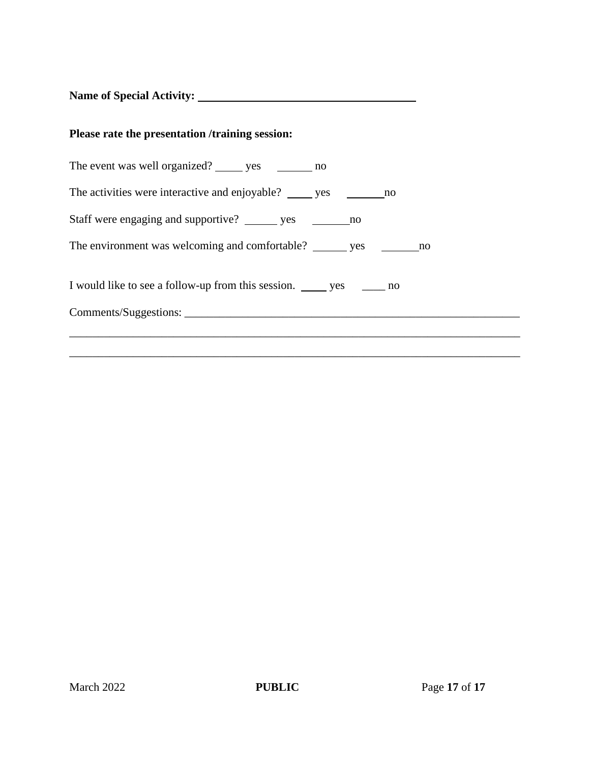**Name of Special Activity:** ______________________________________

**Please rate the presentation /training session:**

The event was well organized? _____ yes _______ no

The activities were interactive and enjoyable? _____ yes _______no

Staff were engaging and supportive? ______ yes _______no

The environment was welcoming and comfortable? ______ yes _______no

I would like to see a follow-up from this session. _____ yes ____ no

Comments/Suggestions: ____________________________________________________________

________________________________________________________________________________

________________________________________________________________________________